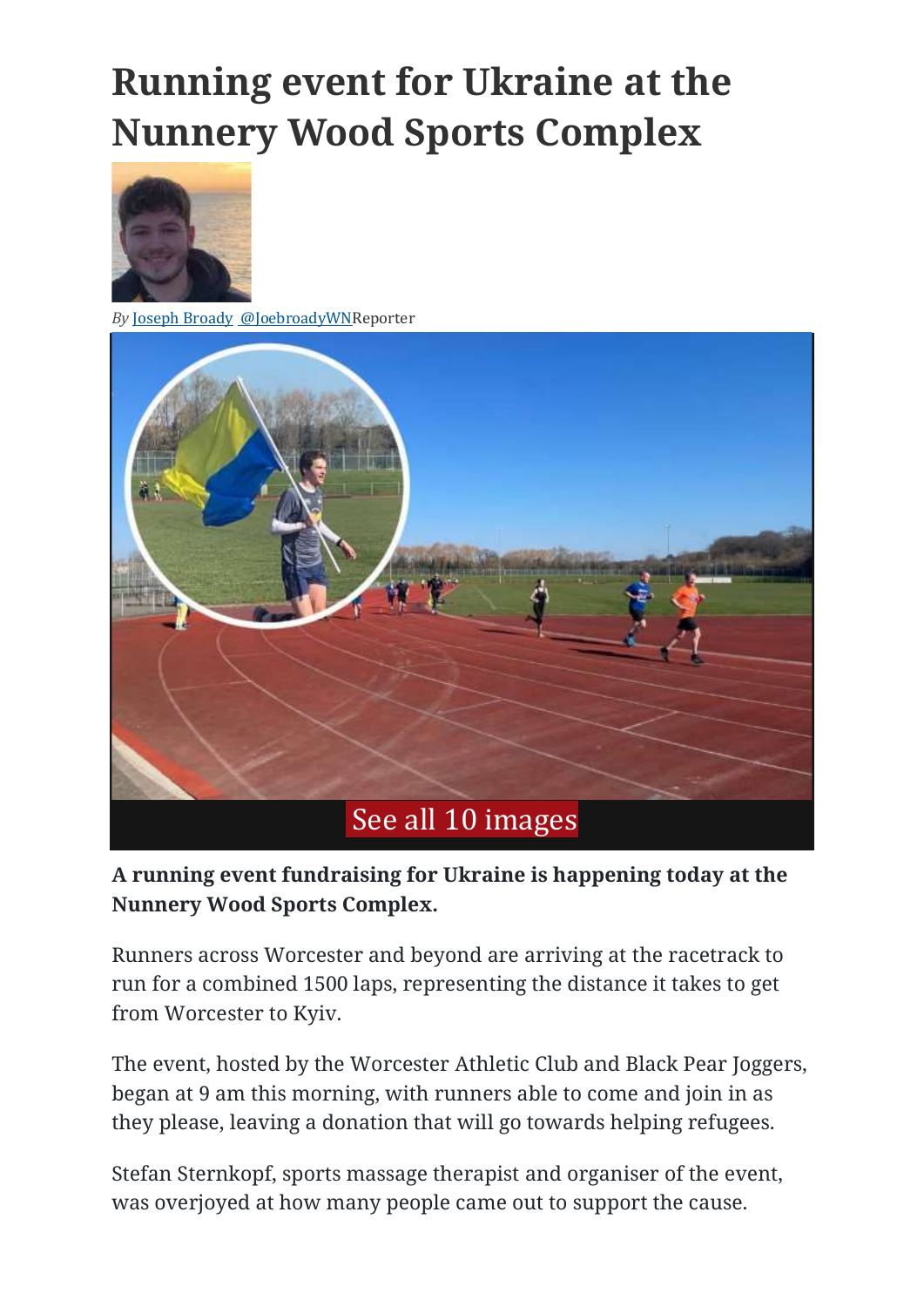# Running event for Ukraine at the Nunnery Wood Sports Complex

*By* Joseph Broady @JoebroadyWNReporter

See all 10 images

**A running event fundraising for Ukraine is happening today at the Nunnery Wood Sports Complex.**

Runners across Worcester and beyond are arriving at the racetrack to run for a combined 1500 laps, representing the distance it takes to get from Worcester to Kyiv.

The event, hosted by the Worcester Athletic Club and Black Pear Joggers, began at 9 am this morning, with runners able to come and join in as they please, leaving a donation that will go towards helping refugees.

Stefan Sternkopf, sports massage therapist and organiser of the event, was overjoyed at how many people came out to support the cause.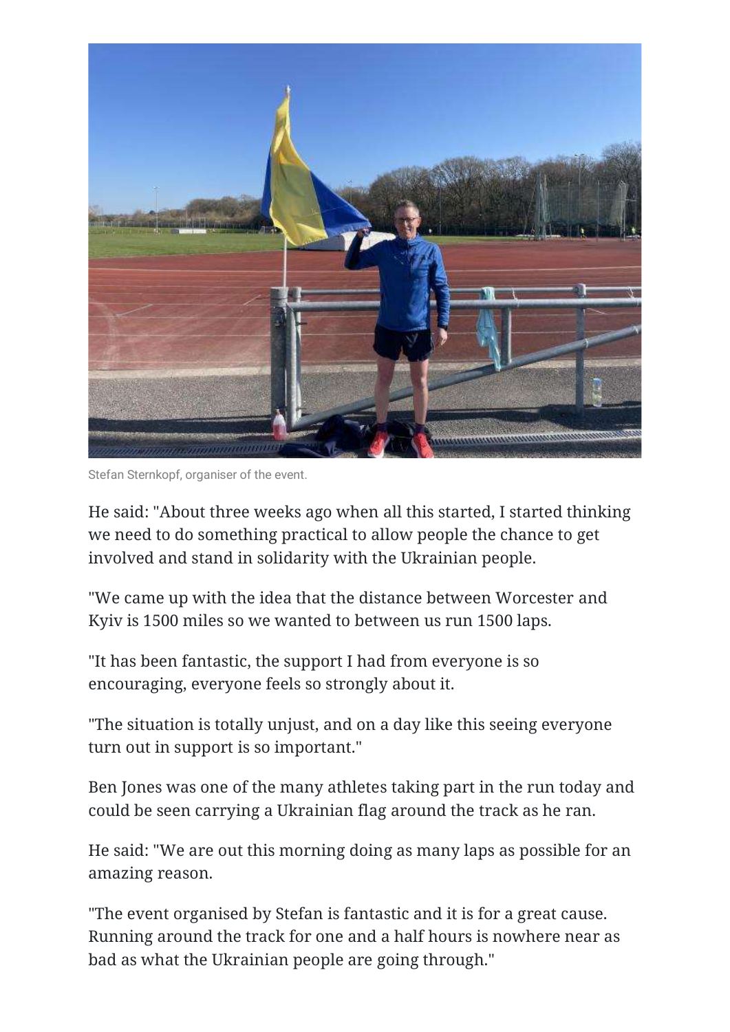Stefan Sternkopf, organiser of the event.

He said: "About three weeks ago when all this started, I started thinking we need to do something practical to allow people the chance to get involved and stand in solidarity with the Ukrainian people.

"We came up with the idea that the distance between Worcester and Kyiv is 1500 miles so we wanted to between us run 1500 laps.

"It has been fantastic, the support I had from everyone is so encouraging, everyone feels so strongly about it.

"The situation is totally unjust, and on a day like this seeing everyone turn out in support is so important."

Ben Jones was one of the many athletes taking part in the run today and could be seen carrying a Ukrainian flag around the track as he ran.

He said: "We are out this morning doing as many laps as possible for an amazing reason.

"The event organised by Stefan is fantastic and it is for a great cause. Running around the track for one and a half hours is nowhere near as bad as what the Ukrainian people are going through."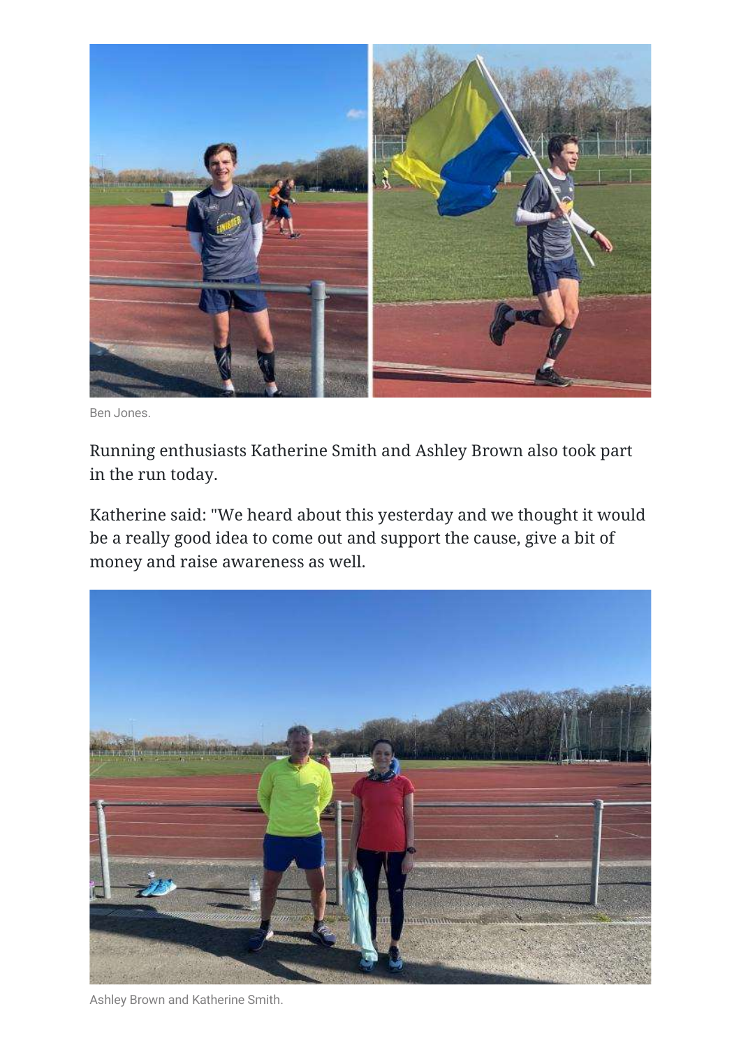Ben Jones.

Running enthusiasts Katherine Smith and Ashley Brown also took part in the run today.

Katherine said: "We heard about this yesterday and we thought it would be a really good idea to come out and support the cause, give a bit of money and raise awareness as well.

Ashley Brown and Katherine Smith.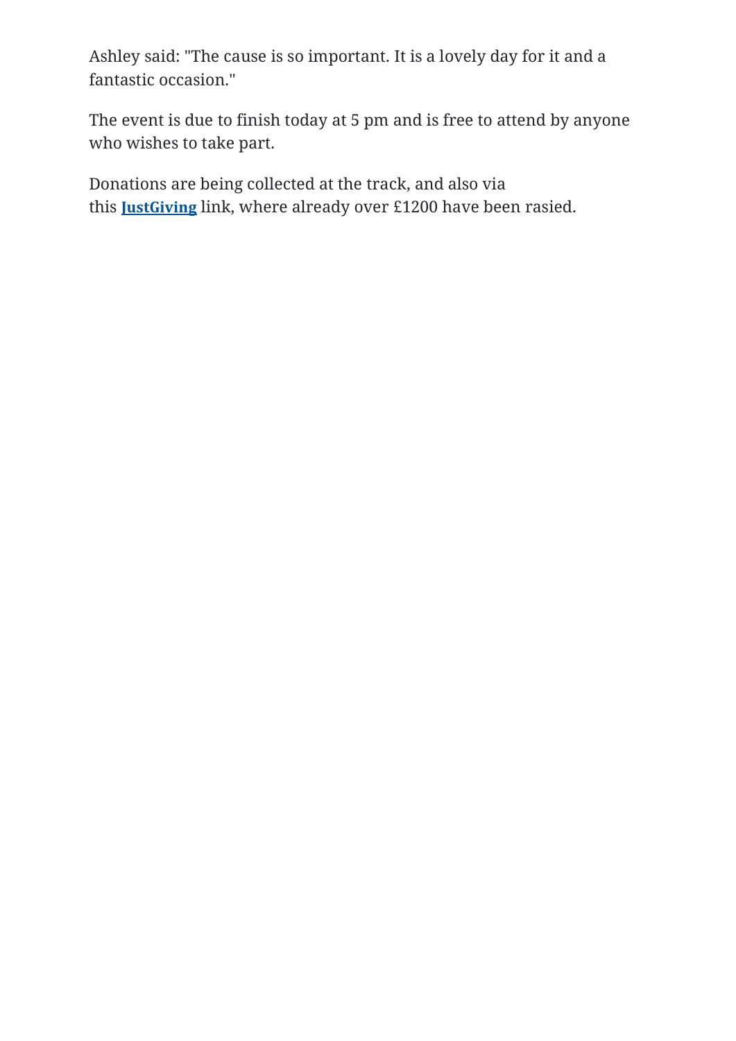Ashley said: "The cause is so important. It is a lovely day for it and a fantastic occasion."

The event is due to finish today at 5 pm and is free to attend by anyone who wishes to take part.

Donations are being collected at the track, and also via this **JustGiving** link, where already over £1200 have been rasied.